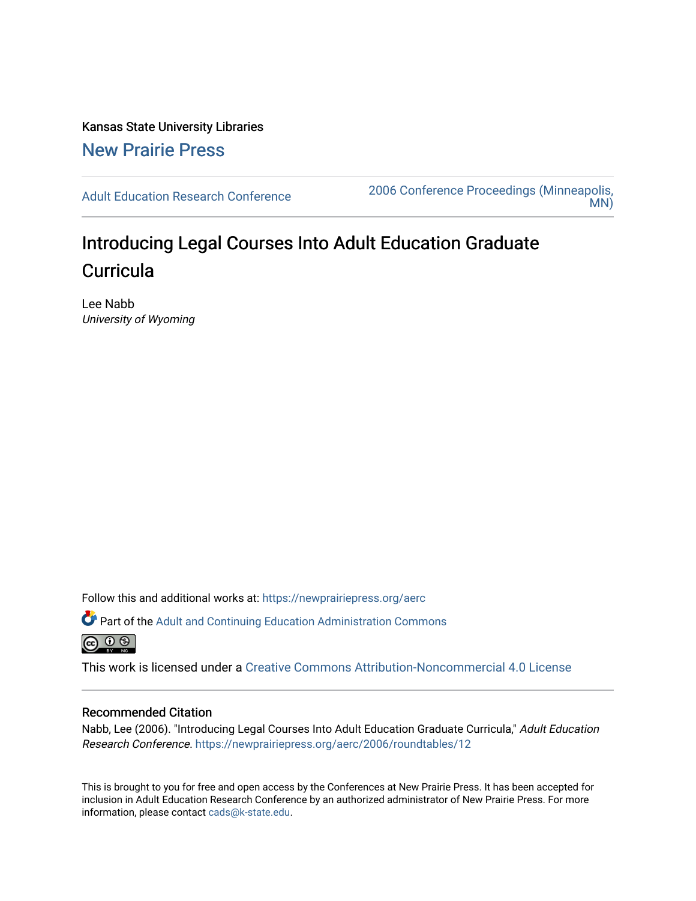Kansas State University Libraries

New Prairie Press

Adult Education Research Conference

2006 Conference Proceedings (Minneapolis, MN)

# Introducing Legal Courses Into Adult Education Graduate Curricula

Lee Nabb

*University of Wyoming*

Follow this and additional works at: https://newprairiepress.org/aerc

Part of the Adult and Continuing Education Administration Commons

This work is licensed under a Creative Commons Attribution-Noncommercial 4.0 License

## Recommended Citation

Nabb, Lee (2006). "Introducing Legal Courses Into Adult Education Graduate Curricula," *Adult Education Research Conference*. https://newprairiepress.org/aerc/2006/roundtables/12

This is brought to you for free and open access by the Conferences at New Prairie Press. It has been accepted for inclusion in Adult Education Research Conference by an authorized administrator of New Prairie Press. For more information, please contact cads@k-state.edu.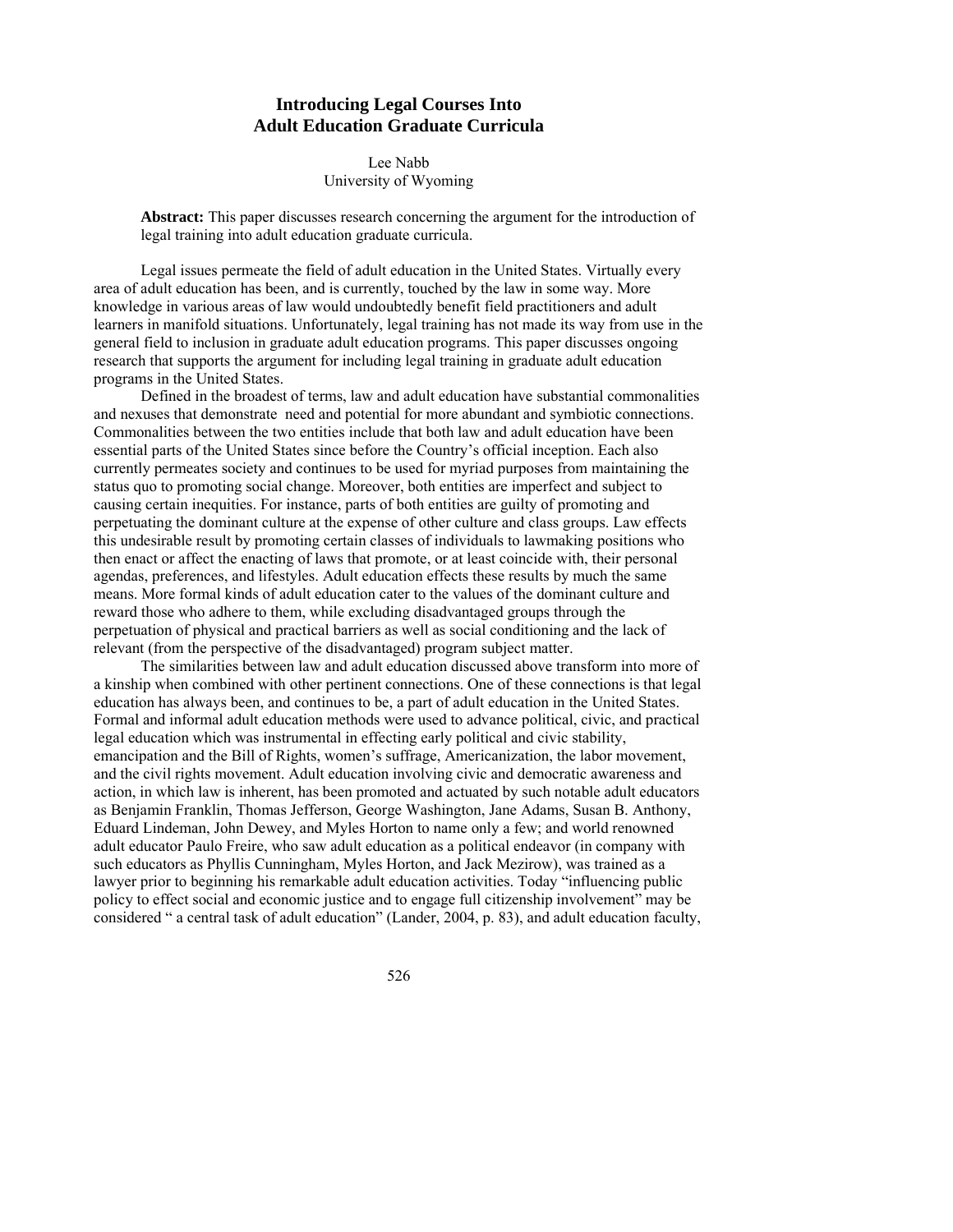# Introducing Legal Courses Into Adult Education Graduate Curricula

Lee Nabb
University of Wyoming

**Abstract:** This paper discusses research concerning the argument for the introduction of legal training into adult education graduate curricula.

Legal issues permeate the field of adult education in the United States. Virtually every area of adult education has been, and is currently, touched by the law in some way. More knowledge in various areas of law would undoubtedly benefit field practitioners and adult learners in manifold situations. Unfortunately, legal training has not made its way from use in the general field to inclusion in graduate adult education programs. This paper discusses ongoing research that supports the argument for including legal training in graduate adult education programs in the United States.

Defined in the broadest of terms, law and adult education have substantial commonalities and nexuses that demonstrate need and potential for more abundant and symbiotic connections. Commonalities between the two entities include that both law and adult education have been essential parts of the United States since before the Country's official inception. Each also currently permeates society and continues to be used for myriad purposes from maintaining the status quo to promoting social change. Moreover, both entities are imperfect and subject to causing certain inequities. For instance, parts of both entities are guilty of promoting and perpetuating the dominant culture at the expense of other culture and class groups. Law effects this undesirable result by promoting certain classes of individuals to lawmaking positions who then enact or affect the enacting of laws that promote, or at least coincide with, their personal agendas, preferences, and lifestyles. Adult education effects these results by much the same means. More formal kinds of adult education cater to the values of the dominant culture and reward those who adhere to them, while excluding disadvantaged groups through the perpetuation of physical and practical barriers as well as social conditioning and the lack of relevant (from the perspective of the disadvantaged) program subject matter.

The similarities between law and adult education discussed above transform into more of a kinship when combined with other pertinent connections. One of these connections is that legal education has always been, and continues to be, a part of adult education in the United States. Formal and informal adult education methods were used to advance political, civic, and practical legal education which was instrumental in effecting early political and civic stability, emancipation and the Bill of Rights, women's suffrage, Americanization, the labor movement, and the civil rights movement. Adult education involving civic and democratic awareness and action, in which law is inherent, has been promoted and actuated by such notable adult educators as Benjamin Franklin, Thomas Jefferson, George Washington, Jane Adams, Susan B. Anthony, Eduard Lindeman, John Dewey, and Myles Horton to name only a few; and world renowned adult educator Paulo Freire, who saw adult education as a political endeavor (in company with such educators as Phyllis Cunningham, Myles Horton, and Jack Mezirow), was trained as a lawyer prior to beginning his remarkable adult education activities. Today "influencing public policy to effect social and economic justice and to engage full citizenship involvement" may be considered " a central task of adult education" (Lander, 2004, p. 83), and adult education faculty,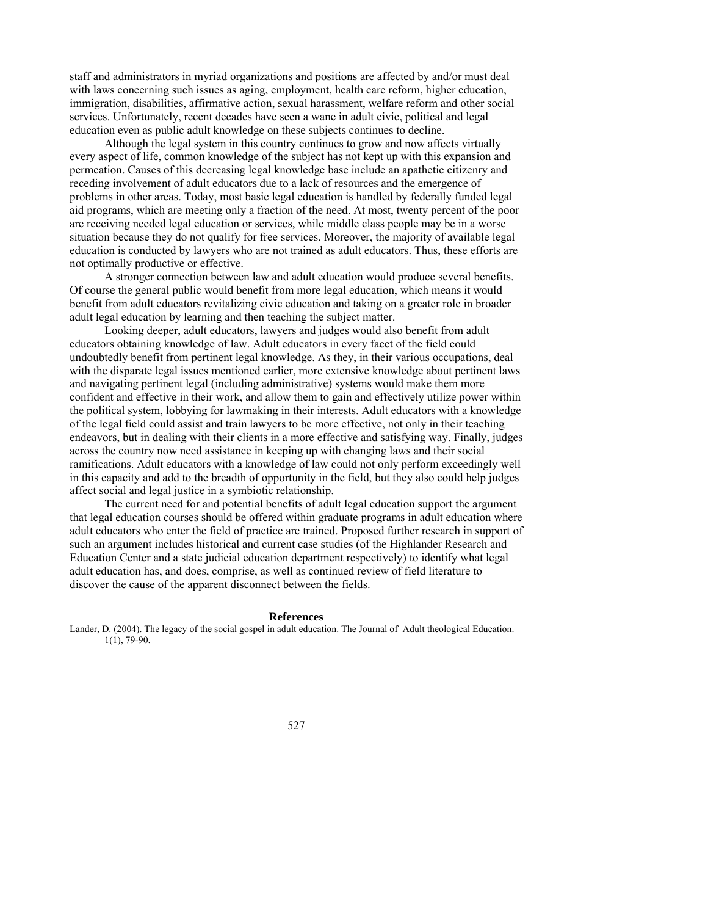staff and administrators in myriad organizations and positions are affected by and/or must deal with laws concerning such issues as aging, employment, health care reform, higher education, immigration, disabilities, affirmative action, sexual harassment, welfare reform and other social services. Unfortunately, recent decades have seen a wane in adult civic, political and legal education even as public adult knowledge on these subjects continues to decline.

Although the legal system in this country continues to grow and now affects virtually every aspect of life, common knowledge of the subject has not kept up with this expansion and permeation. Causes of this decreasing legal knowledge base include an apathetic citizenry and receding involvement of adult educators due to a lack of resources and the emergence of problems in other areas. Today, most basic legal education is handled by federally funded legal aid programs, which are meeting only a fraction of the need. At most, twenty percent of the poor are receiving needed legal education or services, while middle class people may be in a worse situation because they do not qualify for free services. Moreover, the majority of available legal education is conducted by lawyers who are not trained as adult educators. Thus, these efforts are not optimally productive or effective.

A stronger connection between law and adult education would produce several benefits. Of course the general public would benefit from more legal education, which means it would benefit from adult educators revitalizing civic education and taking on a greater role in broader adult legal education by learning and then teaching the subject matter.

Looking deeper, adult educators, lawyers and judges would also benefit from adult educators obtaining knowledge of law. Adult educators in every facet of the field could undoubtedly benefit from pertinent legal knowledge. As they, in their various occupations, deal with the disparate legal issues mentioned earlier, more extensive knowledge about pertinent laws and navigating pertinent legal (including administrative) systems would make them more confident and effective in their work, and allow them to gain and effectively utilize power within the political system, lobbying for lawmaking in their interests. Adult educators with a knowledge of the legal field could assist and train lawyers to be more effective, not only in their teaching endeavors, but in dealing with their clients in a more effective and satisfying way. Finally, judges across the country now need assistance in keeping up with changing laws and their social ramifications. Adult educators with a knowledge of law could not only perform exceedingly well in this capacity and add to the breadth of opportunity in the field, but they also could help judges affect social and legal justice in a symbiotic relationship.

The current need for and potential benefits of adult legal education support the argument that legal education courses should be offered within graduate programs in adult education where adult educators who enter the field of practice are trained. Proposed further research in support of such an argument includes historical and current case studies (of the Highlander Research and Education Center and a state judicial education department respectively) to identify what legal adult education has, and does, comprise, as well as continued review of field literature to discover the cause of the apparent disconnect between the fields.

## References

Lander, D. (2004). The legacy of the social gospel in adult education. The Journal of Adult theological Education. 1(1), 79-90.